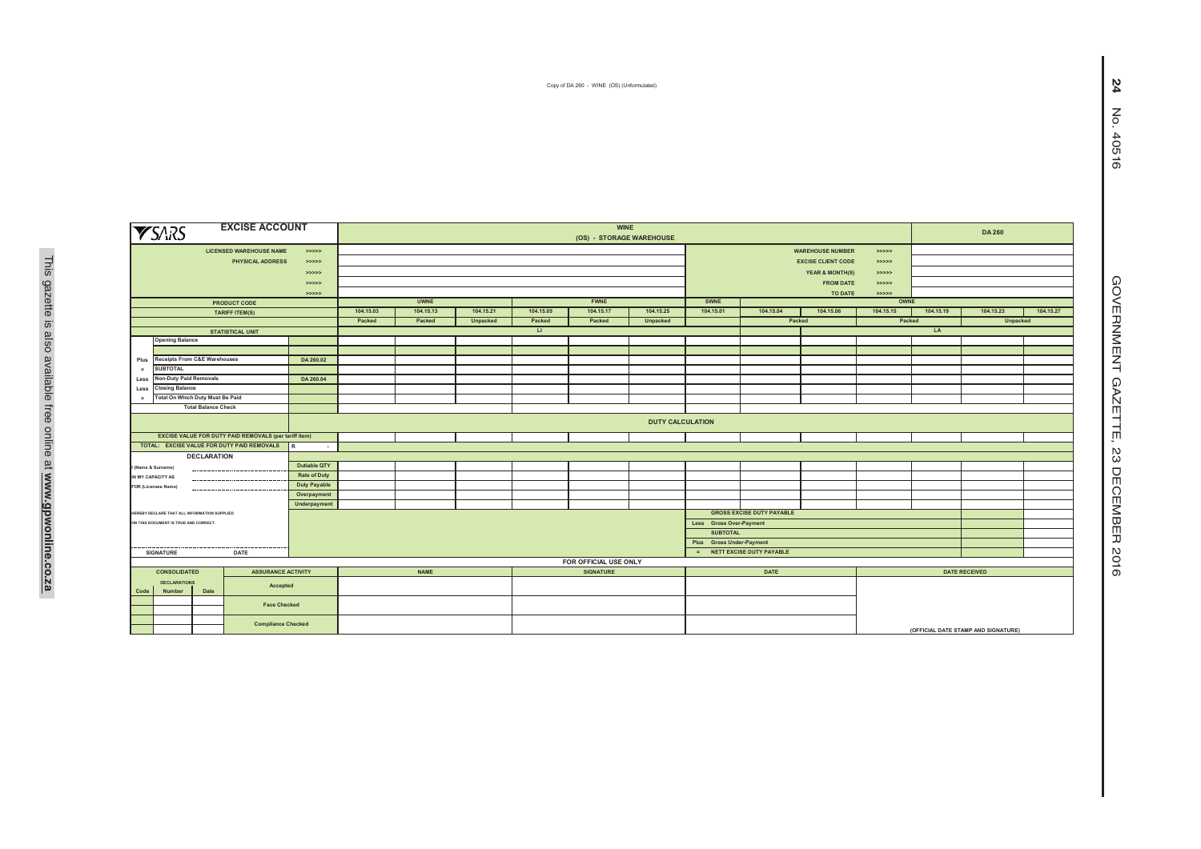Copy of DA 260 - WINE (OS) (Unformulated)

| SARS | EXCISE ACCOUNT | | WINE (OS) - STORAGE WAREHOUSE | | | | | | | | | | | | DA 260 | |
|---|---|---|---|---|---|---|---|---|---|---|---|---|---|---|---|---|
| | LICENSED WAREHOUSE NAME | >>>>> | | | | | | | | | WAREHOUSE NUMBER | >>>>> | | | | |
| | PHYSICAL ADDRESS | >>>>> | | | | | | | | | EXCISE CLIENT CODE | >>>>> | | | | |
| | | >>>>> | | | | | | | | | YEAR & MONTH(S) | >>>>> | | | | |
| | | >>>>> | | | | | | | | | FROM DATE | >>>>> | | | | |
| | | >>>>> | | | | | | | | | TO DATE | >>>>> | | | | |
| | PRODUCT CODE | | UWNE | | | FWNE | | | SWNE | OWNE | | | | | | |
| | TARIFF ITEM(S) | | 104.15.03 | 104.15.13 | 104.15.21 | 104.15.05 | 104.15.17 | 104.15.25 | 104.15.01 | 104.15.04 | 104.15.06 | 104.15.15 | 104.15.19 | 104.15.23 | 104.15.27 | |
| | | | Packed | Packed | Unpacked | Packed | Packed | Unpacked | | Packed | | Packed | | Unpacked | | |
| | STATISTICAL UNIT | | LI | | | | | | | | | LA | | | | |
| | Opening Balance | | | | | | | | | | | | | | | |
| | | | | | | | | | | | | | | | | |
| Plus | Receipts From C&E Warehouses | DA 260.02 | | | | | | | | | | | | | | |
| = | SUBTOTAL | | | | | | | | | | | | | | | |
| Less | Non-Duty Paid Removals | DA 260.04 | | | | | | | | | | | | | | |
| Less | Closing Balance | | | | | | | | | | | | | | | |
| = | Total On Which Duty Must Be Paid | | | | | | | | | | | | | | | |
| | Total Balance Check | | | | | | | | | | | | | | | |
| | | | DUTY CALCULATION | | | | | | | | | | | | | |
| | EXCISE VALUE FOR DUTY PAID REMOVALS (per tariff item) | | | | | | | | | | | | | | | |
| | TOTAL: EXCISE VALUE FOR DUTY PAID REMOVALS | R - | | | | | | | | | | | | | | |
| | DECLARATION | | | | | | | | | | | | | | | |
| | I (Name & Surname) | Dutiable QTY | | | | | | | | | | | | | | |
| | IN MY CAPACITY AS | Rate of Duty | | | | | | | | | | | | | | |
| | FOR (Licensee Name) | Duty Payable | | | | | | | | | | | | | | |
| | | Overpayment | | | | | | | | | | | | | | |
| | | Underpayment | | | | | | | | | | | | | | |
| | HEREBY DECLARE THAT ALL INFORMATION SUPPLIED | | | | | | | | | GROSS EXCISE DUTY PAYABLE | | | | | | |
| | ON THIS DOCUMENT IS TRUE AND CORRECT. | | | | | | | | Less | Gross Over-Payment | | | | | | |
| | | | | | | | | | | SUBTOTAL | | | | | | |
| | | | | | | | | | Plus | Gross Under-Payment | | | | | | |
| | SIGNATURE DATE | | | | | | | | = | NETT EXCISE DUTY PAYABLE | | | | | | |

FOR OFFICIAL USE ONLY

| CONSOLIDATED DECLARATIONS | | | ASSURANCE ACTIVITY | NAME | SIGNATURE | DATE | DATE RECEIVED |
|---|---|---|---|---|---|---|---|
| Code | Number | Date | Accepted | | | | |
| | | | Face Checked | | | | |
| | | | Compliance Checked | | | | (OFFICIAL DATE STAMP AND SIGNATURE) |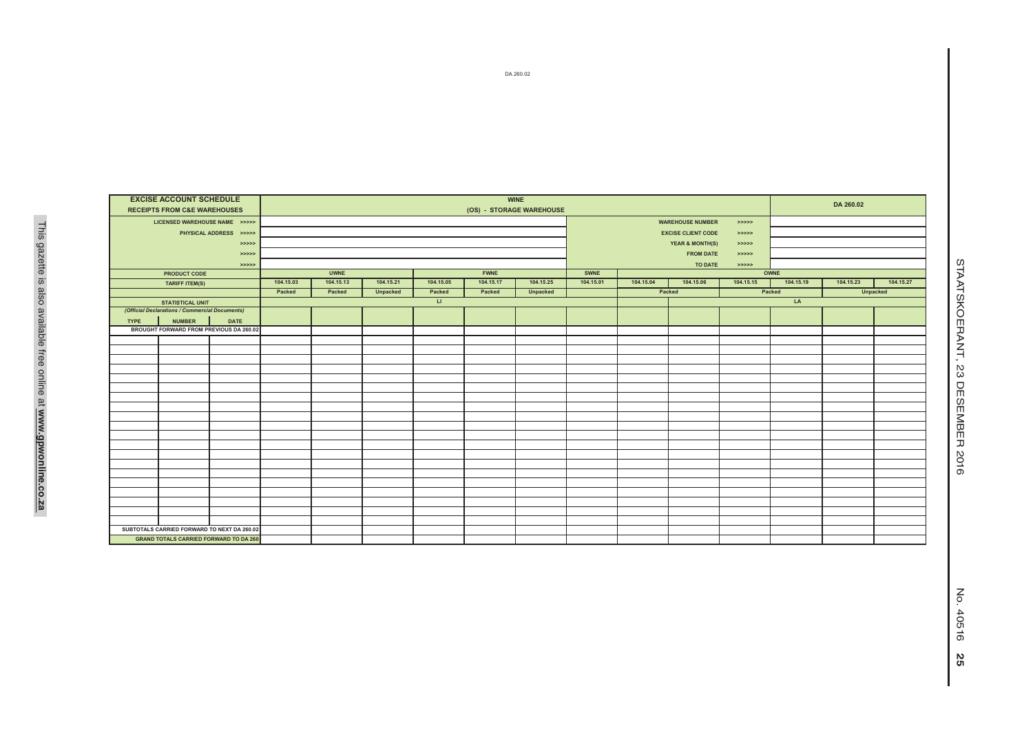DA 260.02

| EXCISE ACCOUNT SCHEDULE RECEIPTS FROM C&E WAREHOUSES | | | WINE (OS) - STORAGE WAREHOUSE | | | | | | | | | | | DA 260.02 | |
|---|---|---|---|---|---|---|---|---|---|---|---|---|---|---|---|
| LICENSED WAREHOUSE NAME >>>>> | | | | | | | | | | | WAREHOUSE NUMBER | >>>>> | | | |
| PHYSICAL ADDRESS >>>>> | | | | | | | | | | | EXCISE CLIENT CODE | >>>>> | | | |
| >>>>> | | | | | | | | | | | YEAR & MONTH(S) | >>>>> | | | |
| >>>>> | | | | | | | | | | | FROM DATE | >>>>> | | | |
| >>>>> | | | | | | | | | | | TO DATE | >>>>> | | | |
| PRODUCT CODE | | | UWNE | | | FWNE | | | SWNE | OWNE | | | | | |
| TARIFF ITEM(S) | | | 104.15.03 | 104.15.13 | 104.15.21 | 104.15.05 | 104.15.17 | 104.15.25 | 104.15.01 | 104.15.04 | 104.15.06 | 104.15.15 | 104.15.19 | 104.15.23 | 104.15.27 |
| | | | Packed | Packed | Unpacked | Packed | Packed | Unpacked | | Packed | | Packed | | Unpacked | |
| STATISTICAL UNIT | | | LI | | | | | | | LA | | | | | |
| *(Official Declarations / Commercial Documents)* | | | | | | | | | | | | | | | |
| TYPE | NUMBER | DATE | | | | | | | | | | | | | |
| BROUGHT FORWARD FROM PREVIOUS DA 260.02 | | | | | | | | | | | | | | | |
| | | | | | | | | | | | | | | | |
| | | | | | | | | | | | | | | | |
| | | | | | | | | | | | | | | | |
| | | | | | | | | | | | | | | | |
| | | | | | | | | | | | | | | | |
| | | | | | | | | | | | | | | | |
| | | | | | | | | | | | | | | | |
| | | | | | | | | | | | | | | | |
| | | | | | | | | | | | | | | | |
| | | | | | | | | | | | | | | | |
| | | | | | | | | | | | | | | | |
| | | | | | | | | | | | | | | | |
| | | | | | | | | | | | | | | | |
| | | | | | | | | | | | | | | | |
| | | | | | | | | | | | | | | | |
| | | | | | | | | | | | | | | | |
| | | | | | | | | | | | | | | | |
| | | | | | | | | | | | | | | | |
| | | | | | | | | | | | | | | | |
| SUBTOTALS CARRIED FORWARD TO NEXT DA 260.02 | | | | | | | | | | | | | | | |
| GRAND TOTALS CARRIED FORWARD TO DA 260 | | | | | | | | | | | | | | | |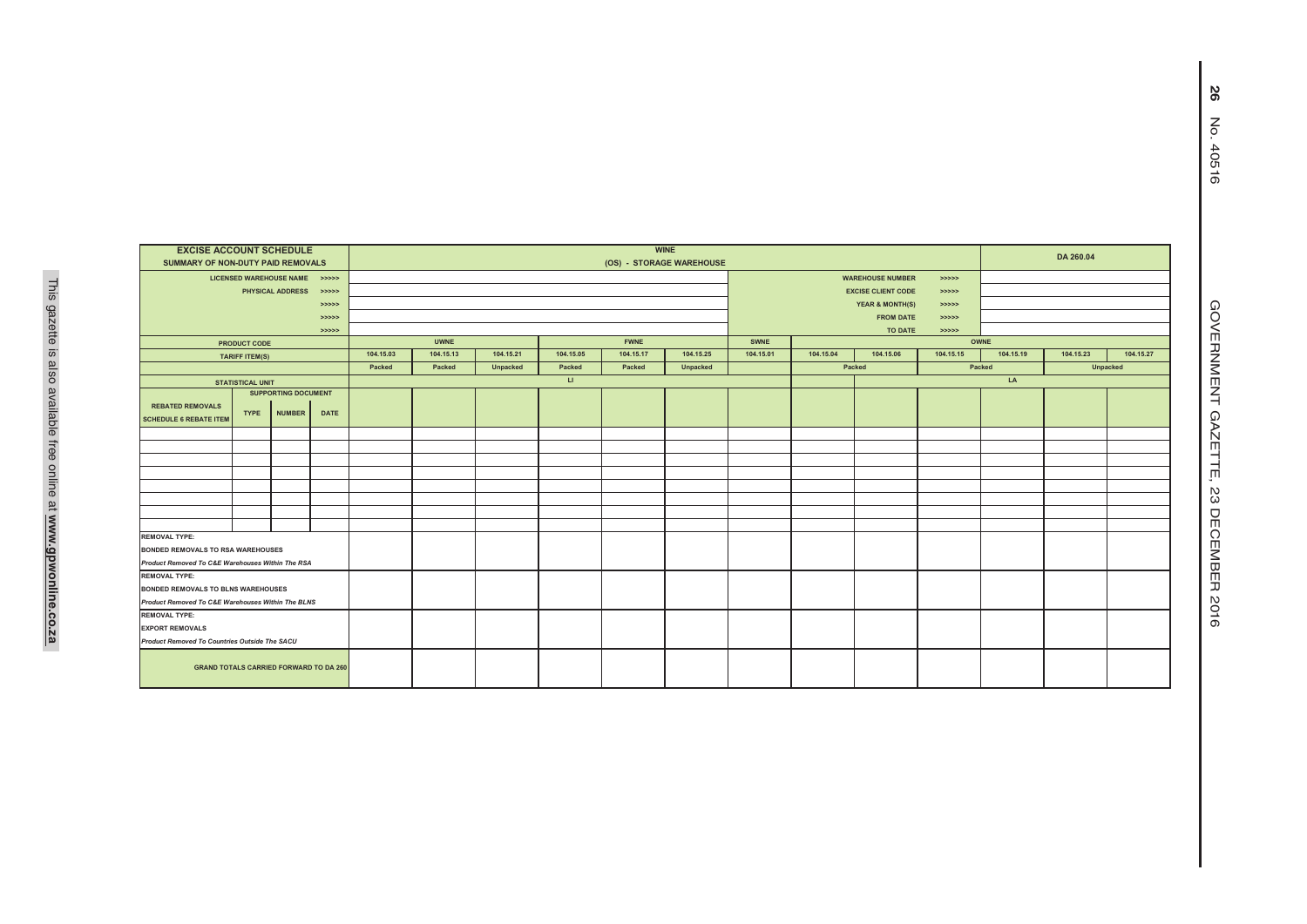| EXCISE ACCOUNT SCHEDULE<br>SUMMARY OF NON-DUTY PAID REMOVALS | | | | WINE<br>(OS) - STORAGE WAREHOUSE | | | | | | | | | | | | DA 260.04 |
|---|---|---|---|---|---|---|---|---|---|---|---|---|---|---|---|---|
| LICENSED WAREHOUSE NAME >>>>> | | | | | | | | | | | WAREHOUSE NUMBER | >>>>> | | | | |
| PHYSICAL ADDRESS >>>>> | | | | | | | | | | | EXCISE CLIENT CODE | >>>>> | | | | |
| >>>>> | | | | | | | | | | | YEAR & MONTH(S) | >>>>> | | | | |
| >>>>> | | | | | | | | | | | FROM DATE | >>>>> | | | | |
| >>>>> | | | | | | | | | | | TO DATE | >>>>> | | | | |
| PRODUCT CODE | | | | UWNE | | | FWNE | | | SWNE | OWNE | | | | | |
| TARIFF ITEM(S) | | | | 104.15.03 | 104.15.13 | 104.15.21 | 104.15.05 | 104.15.17 | 104.15.25 | 104.15.01 | 104.15.04 | 104.15.06 | 104.15.15 | 104.15.19 | 104.15.23 | 104.15.27 |
| | | | | Packed | Packed | Unpacked | Packed | Packed | Unpacked | | Packed | | Packed | | Unpacked | |
| STATISTICAL UNIT | | | | LI | | | | | | | | LA | | | | |
| REBATED REMOVALS<br>SCHEDULE 6 REBATE ITEM | SUPPORTING DOCUMENT<br>TYPE | NUMBER | DATE | | | | | | | | | | | | | |
| | | | | | | | | | | | | | | | | |
| | | | | | | | | | | | | | | | | |
| | | | | | | | | | | | | | | | | |
| | | | | | | | | | | | | | | | | |
| | | | | | | | | | | | | | | | | |
| | | | | | | | | | | | | | | | | |
| | | | | | | | | | | | | | | | | |
| | | | | | | | | | | | | | | | | |
| REMOVAL TYPE:<br>BONDED REMOVALS TO RSA WAREHOUSES<br>*Product Removed To C&E Warehouses Within The RSA* | | | | | | | | | | | | | | | | |
| REMOVAL TYPE:<br>BONDED REMOVALS TO BLNS WAREHOUSES<br>*Product Removed To C&E Warehouses Within The BLNS* | | | | | | | | | | | | | | | | |
| REMOVAL TYPE:<br>EXPORT REMOVALS<br>*Product Removed To Countries Outside The SACU* | | | | | | | | | | | | | | | | |
| GRAND TOTALS CARRIED FORWARD TO DA 260 | | | | | | | | | | | | | | | | |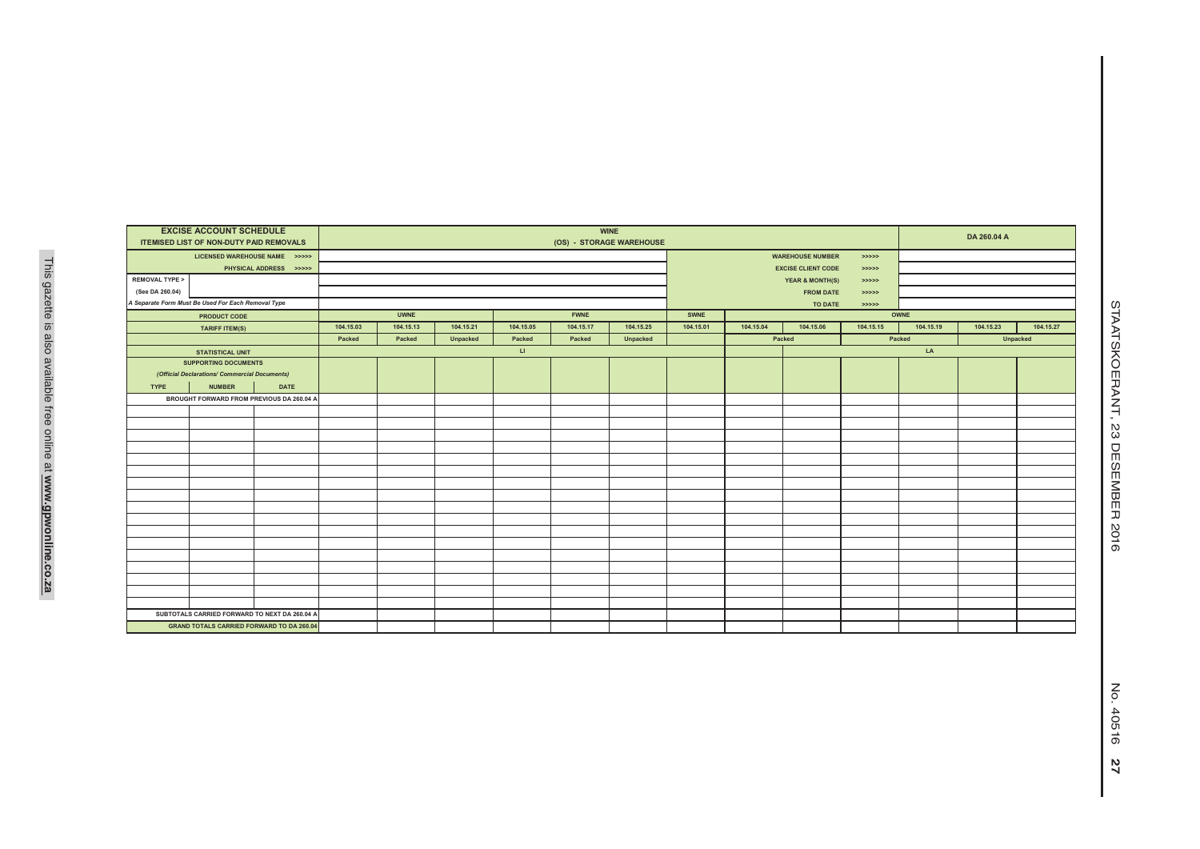| EXCISE ACCOUNT SCHEDULE<br>ITEMISED LIST OF NON-DUTY PAID REMOVALS | | | WINE<br>(OS) - STORAGE WAREHOUSE | | | | | | | | | | | DA 260.04 A | | |
|---|---|---|---|---|---|---|---|---|---|---|---|---|---|---|---|---|
| LICENSED WAREHOUSE NAME >>>>> | | | | | | | | | | WAREHOUSE NUMBER | | >>>>> | | | | |
| PHYSICAL ADDRESS >>>>> | | | | | | | | | | EXCISE CLIENT CODE | | >>>>> | | | | |
| REMOVAL TYPE > | | | | | | | | | | YEAR & MONTH(S) | | >>>>> | | | | |
| (See DA 260.04) | | | | | | | | | | FROM DATE | | >>>>> | | | | |
| A Separate Form Must Be Used For Each Removal Type | | | | | | | | | | TO DATE | | >>>>> | | | | |
| PRODUCT CODE | | | UWNE | | | FWNE | | | SWNE | OWNE | | | | | | |
| TARIFF ITEM(S) | | | 104.15.03 | 104.15.13 | 104.15.21 | 104.15.05 | 104.15.17 | 104.15.25 | 104.15.01 | 104.15.04 | 104.15.06 | 104.15.15 | 104.15.19 | 104.15.23 | 104.15.27 | |
| | | | Packed | Packed | Unpacked | Packed | Packed | Unpacked | | Packed | | Packed | | Unpacked | | |
| STATISTICAL UNIT | | | LI | | | | | | | | LA | | | | | |
| SUPPORTING DOCUMENTS<br>(Official Declarations/ Commercial Documents) | | | | | | | | | | | | | | | | |
| TYPE | NUMBER | DATE | | | | | | | | | | | | | | |
| BROUGHT FORWARD FROM PREVIOUS DA 260.04 A | | | | | | | | | | | | | | | | |
| | | | | | | | | | | | | | | | | |
| | | | | | | | | | | | | | | | | |
| | | | | | | | | | | | | | | | | |
| | | | | | | | | | | | | | | | | |
| | | | | | | | | | | | | | | | | |
| | | | | | | | | | | | | | | | | |
| | | | | | | | | | | | | | | | | |
| | | | | | | | | | | | | | | | | |
| | | | | | | | | | | | | | | | | |
| | | | | | | | | | | | | | | | | |
| | | | | | | | | | | | | | | | | |
| | | | | | | | | | | | | | | | | |
| | | | | | | | | | | | | | | | | |
| | | | | | | | | | | | | | | | | |
| | | | | | | | | | | | | | | | | |
| | | | | | | | | | | | | | | | | |
| | | | | | | | | | | | | | | | | |
| SUBTOTALS CARRIED FORWARD TO NEXT DA 260.04 A | | | | | | | | | | | | | | | | |
| GRAND TOTALS CARRIED FORWARD TO DA 260.04 | | | | | | | | | | | | | | | | |